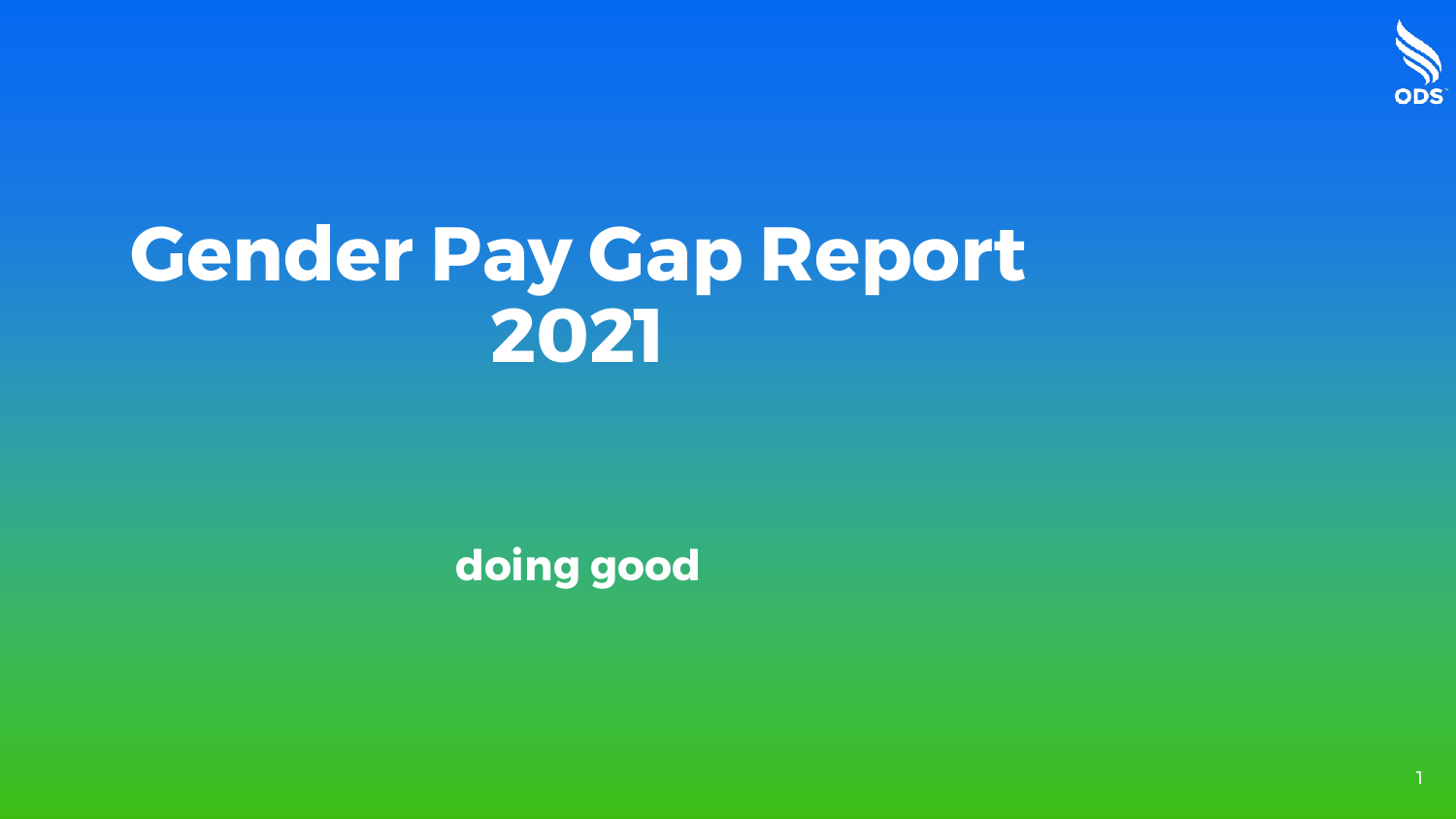# Gender Pay Gap Report 2021

**doing good**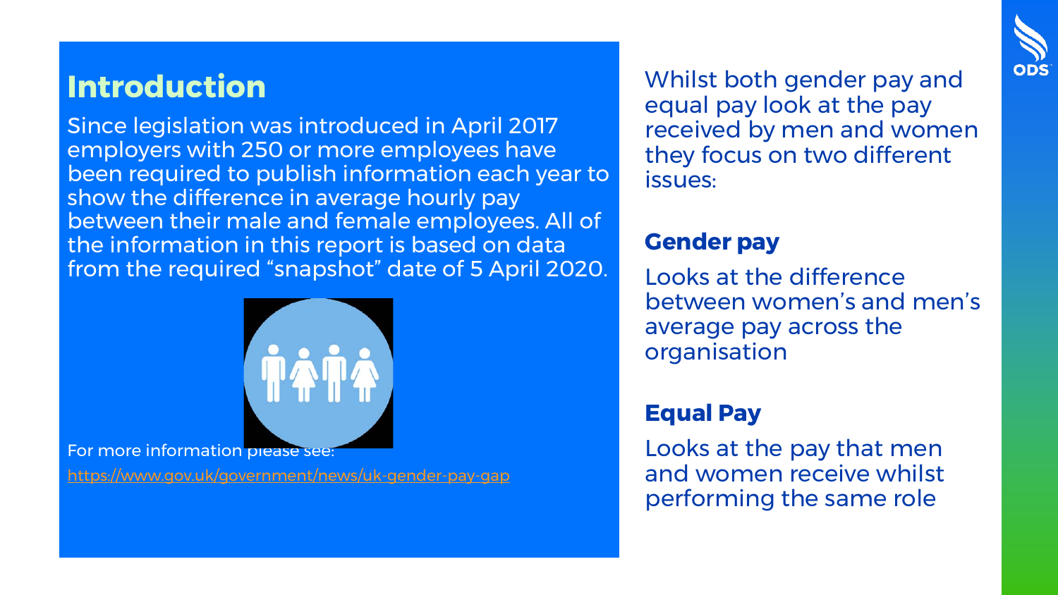# Introduction

Since legislation was introduced in April 2017 employers with 250 or more employees have been required to publish information each year to show the difference in average hourly pay between their male and female employees. All of the information in this report is based on data from the required "snapshot" date of 5 April 2020.

For more information please see:

https://www.gov.uk/government/news/uk-gender-pay-gap

Whilst both gender pay and equal pay look at the pay received by men and women they focus on two different issues:

## Gender pay

Looks at the difference between women's and men's average pay across the organisation

## Equal Pay

Looks at the pay that men and women receive whilst performing the same role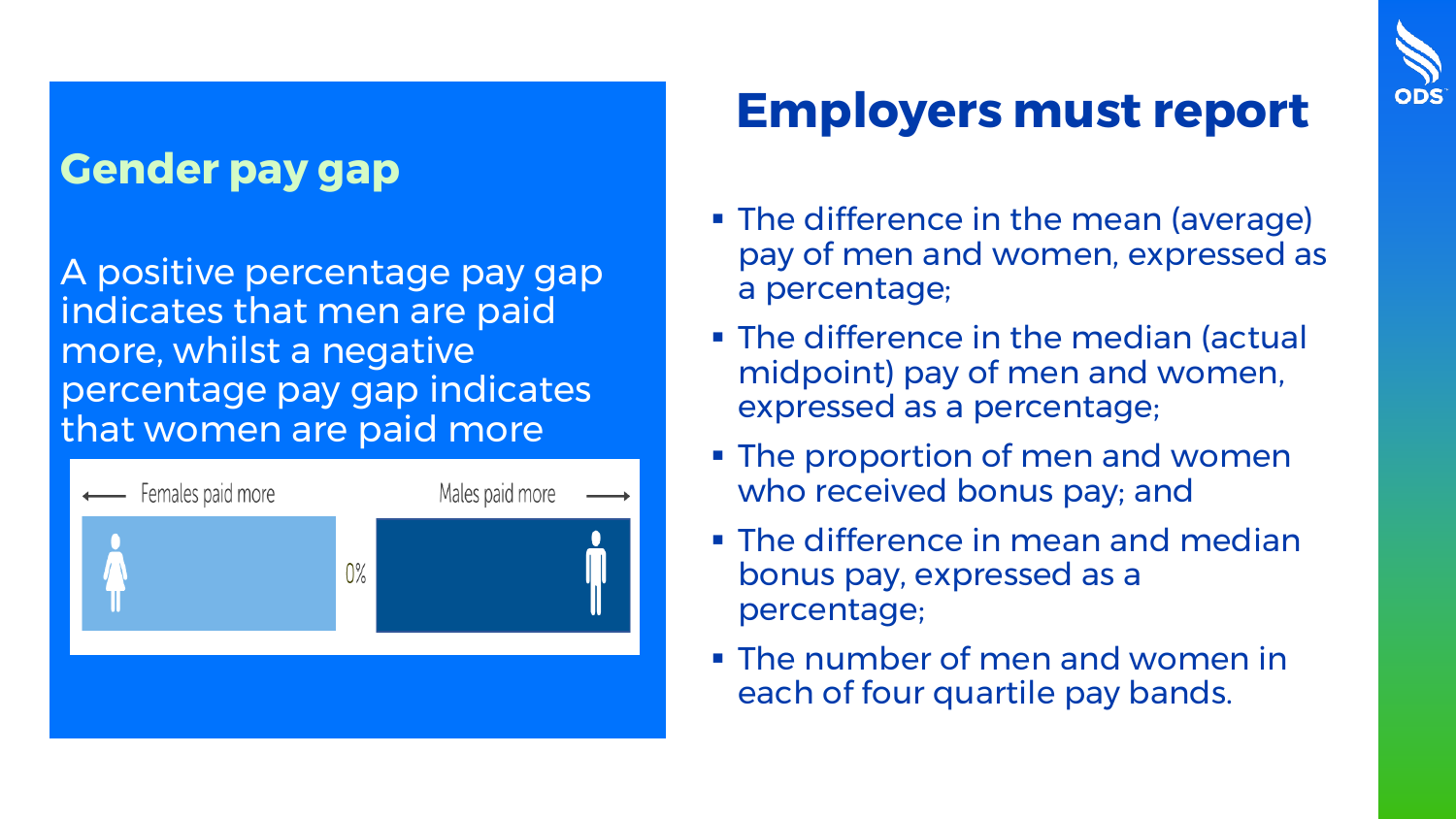## Gender pay gap

A positive percentage pay gap indicates that men are paid more, whilst a negative percentage pay gap indicates that women are paid more

← Females paid more | 0% | Males paid more →

# Employers must report

- The difference in the mean (average) pay of men and women, expressed as a percentage;
- The difference in the median (actual midpoint) pay of men and women, expressed as a percentage;
- The proportion of men and women who received bonus pay; and
- The difference in mean and median bonus pay, expressed as a percentage;
- The number of men and women in each of four quartile pay bands.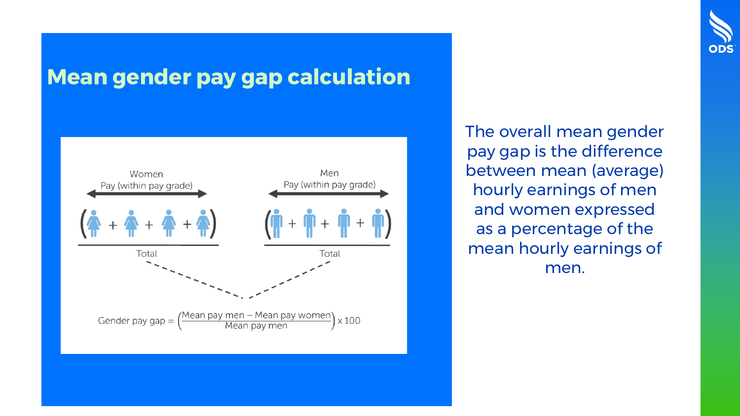# Mean gender pay gap calculation

Women
Pay (within pay grade)

Total

Men
Pay (within pay grade)

Total

$$\text{Gender pay gap} = \left(\frac{\text{Mean pay men} - \text{Mean pay women}}{\text{Mean pay men}}\right) \times 100$$

The overall mean gender pay gap is the difference between mean (average) hourly earnings of men and women expressed as a percentage of the mean hourly earnings of men.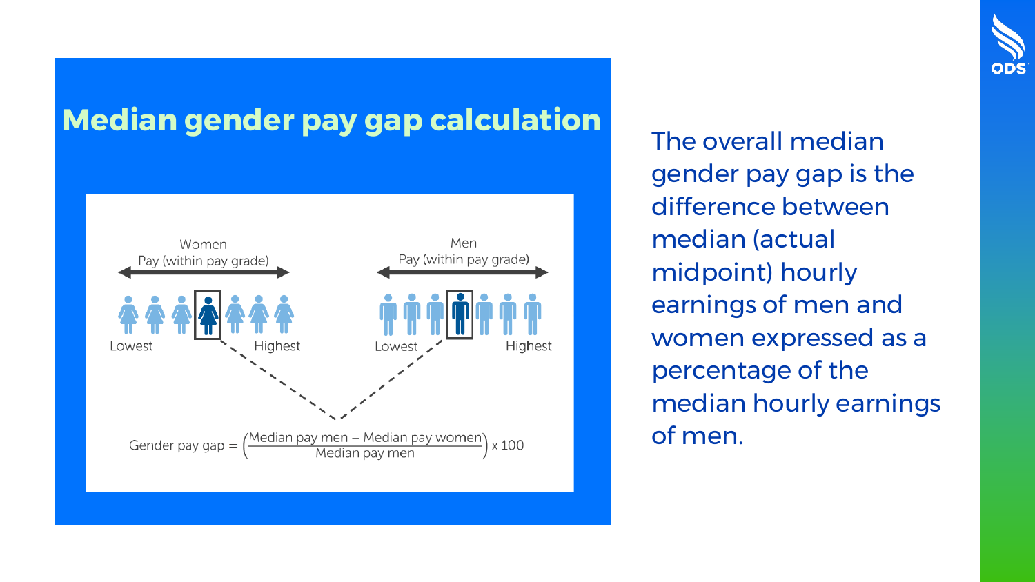# Median gender pay gap calculation

Women
Pay (within pay grade)

Lowest — Highest

Men
Pay (within pay grade)

Lowest — Highest

$$\text{Gender pay gap} = \left(\frac{\text{Median pay men} - \text{Median pay women}}{\text{Median pay men}}\right) \times 100$$

The overall median gender pay gap is the difference between median (actual midpoint) hourly earnings of men and women expressed as a percentage of the median hourly earnings of men.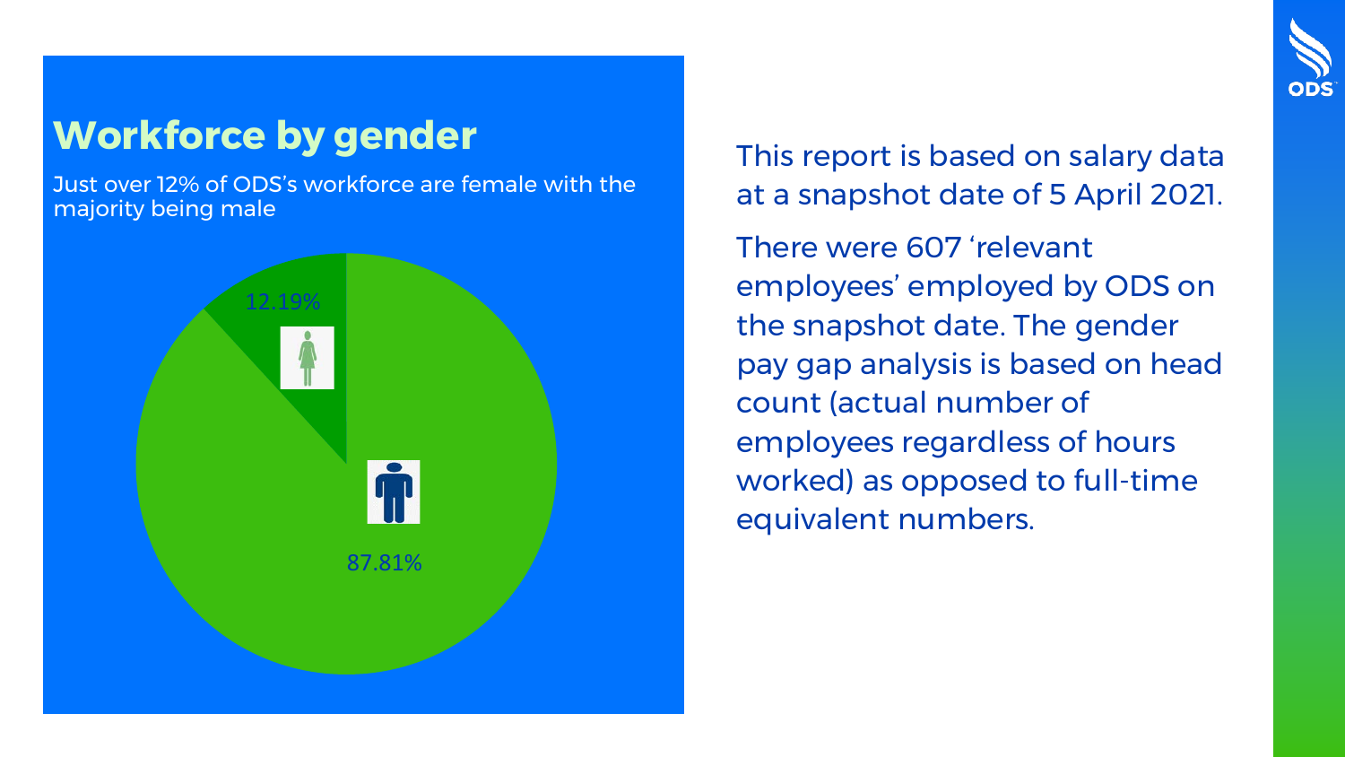## Workforce by gender

Just over 12% of ODS's workforce are female with the majority being male

12.19%

87.81%

This report is based on salary data at a snapshot date of 5 April 2021.

There were 607 'relevant employees' employed by ODS on the snapshot date. The gender pay gap analysis is based on head count (actual number of employees regardless of hours worked) as opposed to full-time equivalent numbers.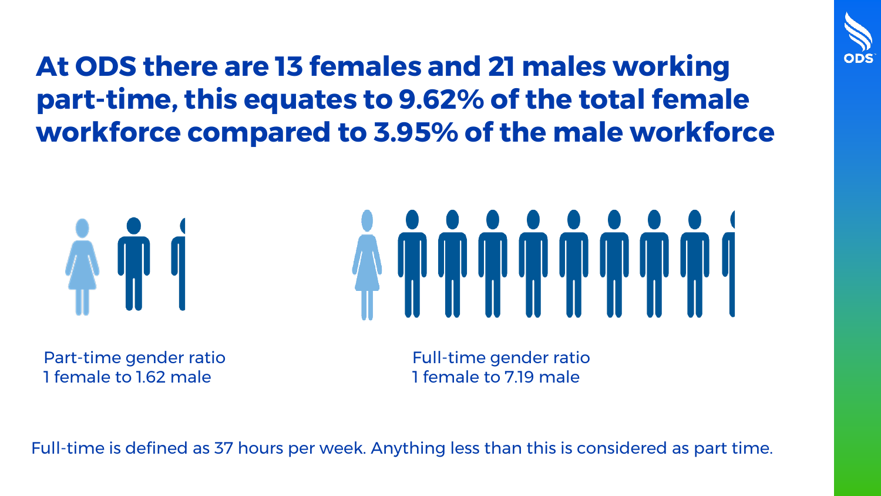# At ODS there are 13 females and 21 males working part-time, this equates to 9.62% of the total female workforce compared to 3.95% of the male workforce

Part-time gender ratio
1 female to 1.62 male

Full-time gender ratio
1 female to 7.19 male

Full-time is defined as 37 hours per week. Anything less than this is considered as part time.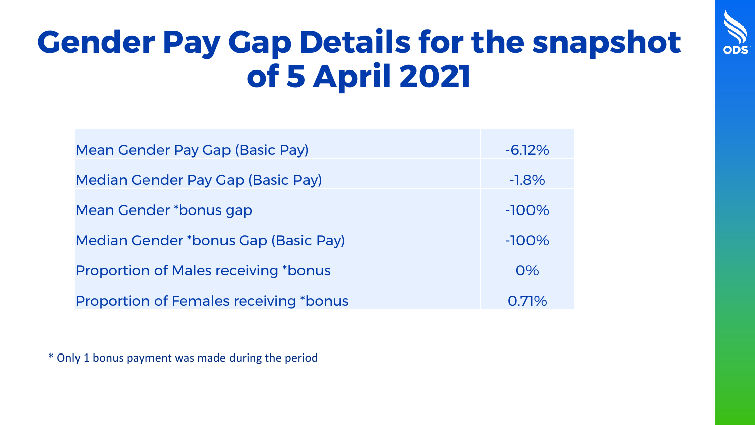# Gender Pay Gap Details for the snapshot of 5 April 2021

| | |
|---|---|
| Mean Gender Pay Gap (Basic Pay) | -6.12% |
| Median Gender Pay Gap (Basic Pay) | -1.8% |
| Mean Gender *bonus gap | -100% |
| Median Gender *bonus Gap (Basic Pay) | -100% |
| Proportion of Males receiving *bonus | 0% |
| Proportion of Females receiving *bonus | 0.71% |

* Only 1 bonus payment was made during the period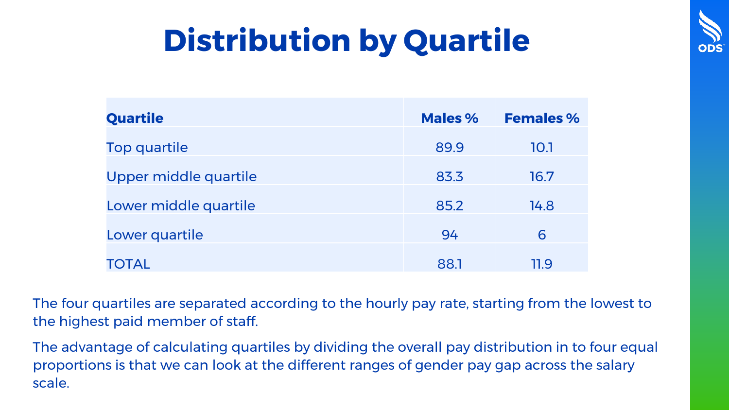# Distribution by Quartile

| Quartile | Males % | Females % |
|---|---|---|
| Top quartile | 89.9 | 10.1 |
| Upper middle quartile | 83.3 | 16.7 |
| Lower middle quartile | 85.2 | 14.8 |
| Lower quartile | 94 | 6 |
| TOTAL | 88.1 | 11.9 |

The four quartiles are separated according to the hourly pay rate, starting from the lowest to the highest paid member of staff.

The advantage of calculating quartiles by dividing the overall pay distribution in to four equal proportions is that we can look at the different ranges of gender pay gap across the salary scale.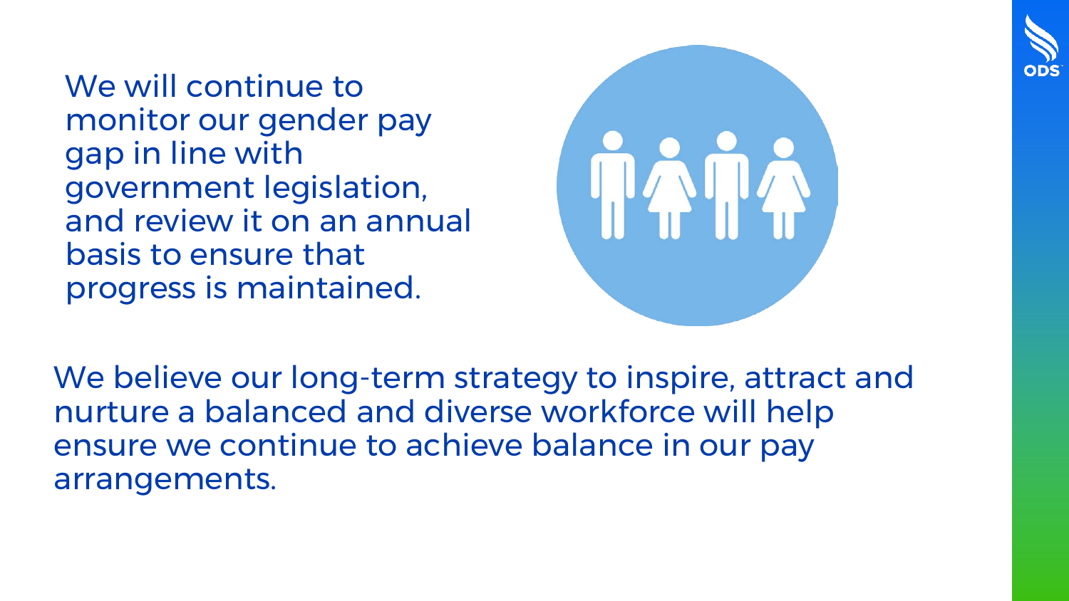We will continue to monitor our gender pay gap in line with government legislation, and review it on an annual basis to ensure that progress is maintained.

We believe our long-term strategy to inspire, attract and nurture a balanced and diverse workforce will help ensure we continue to achieve balance in our pay arrangements.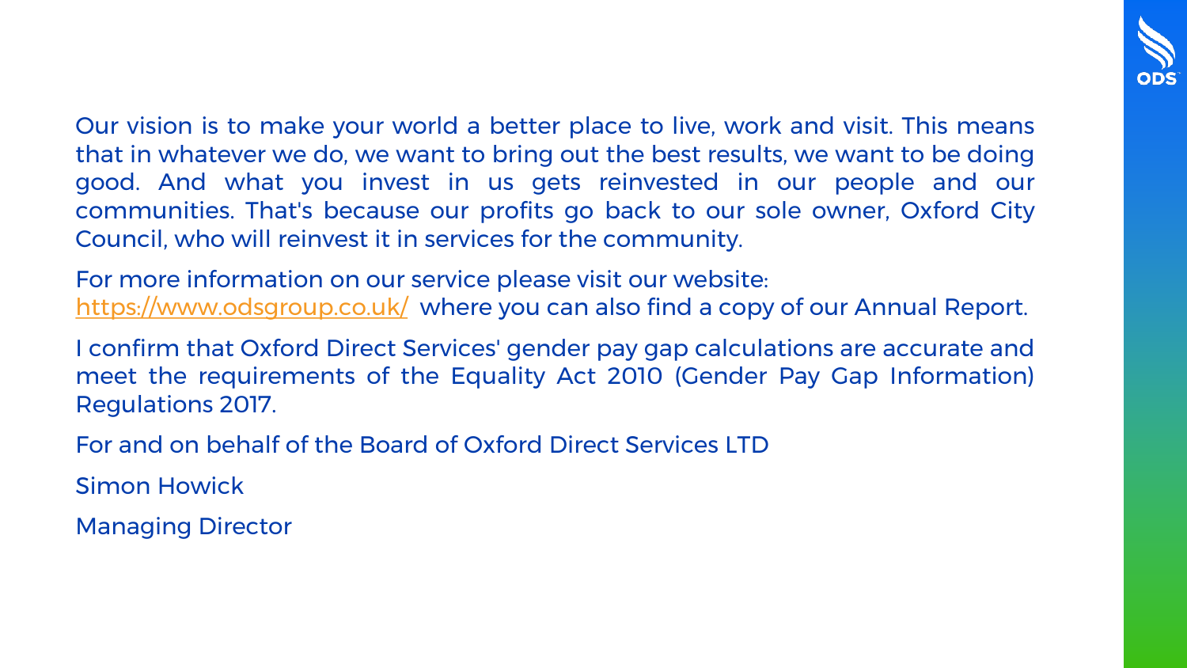Our vision is to make your world a better place to live, work and visit. This means that in whatever we do, we want to bring out the best results, we want to be doing good. And what you invest in us gets reinvested in our people and our communities. That's because our profits go back to our sole owner, Oxford City Council, who will reinvest it in services for the community.

For more information on our service please visit our website: https://www.odsgroup.co.uk/ where you can also find a copy of our Annual Report.

I confirm that Oxford Direct Services' gender pay gap calculations are accurate and meet the requirements of the Equality Act 2010 (Gender Pay Gap Information) Regulations 2017.

For and on behalf of the Board of Oxford Direct Services LTD

Simon Howick

Managing Director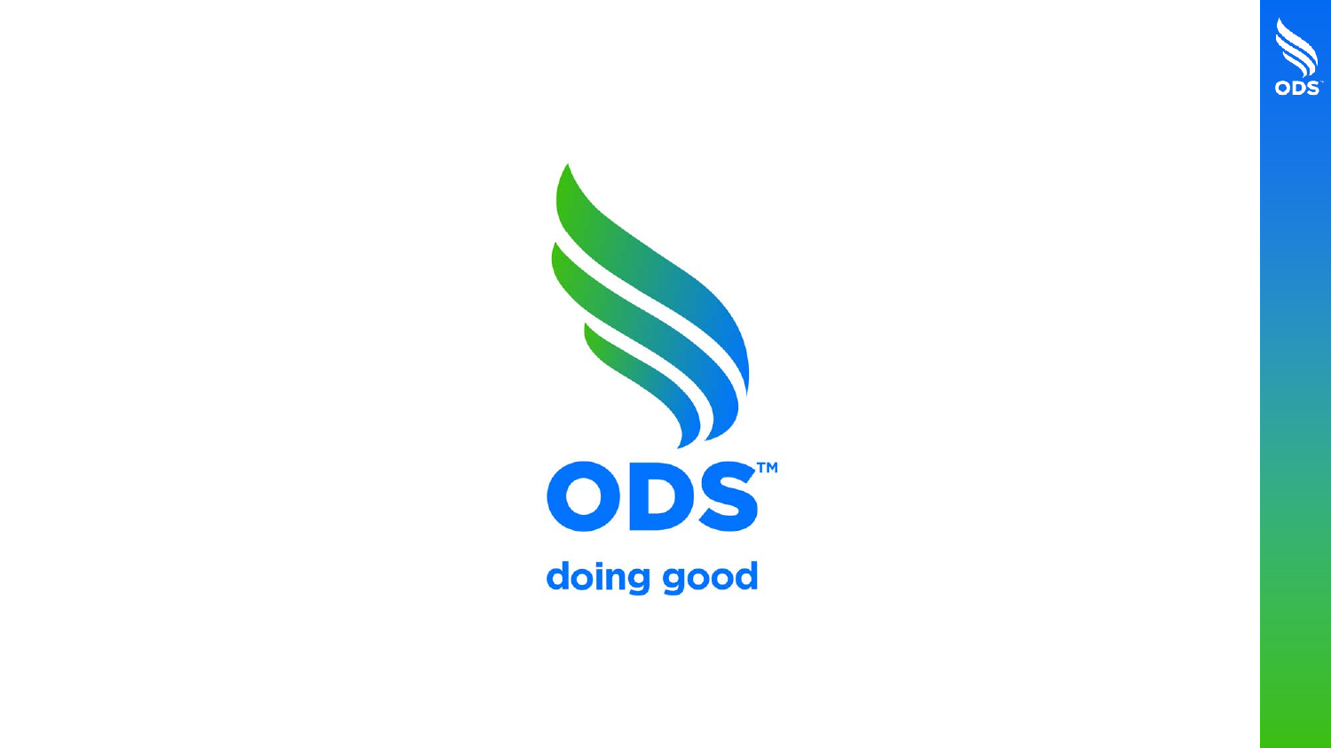ODS™

doing good